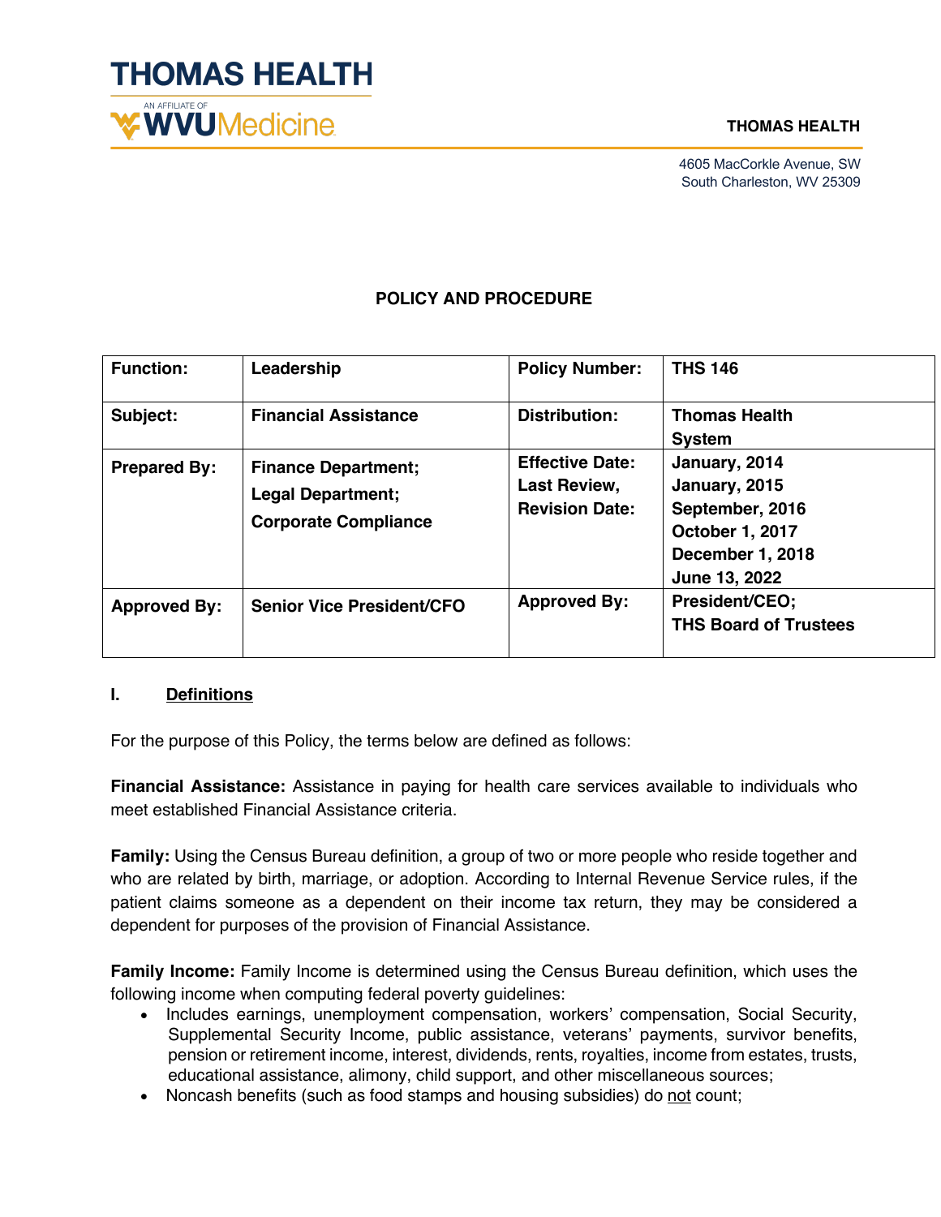# THOMAS HEALTH

AN AFFILIATE OF WVU Medicine

**THOMAS HEALTH**

4605 MacCorkle Avenue, SW
South Charleston, WV 25309

**POLICY AND PROCEDURE**

| **Function:** | **Leadership** | **Policy Number:** | **THS 146** |
|---|---|---|---|
| **Subject:** | **Financial Assistance** | **Distribution:** | **Thomas Health System** |
| **Prepared By:** | **Finance Department; Legal Department; Corporate Compliance** | **Effective Date: Last Review, Revision Date:** | **January, 2014 January, 2015 September, 2016 October 1, 2017 December 1, 2018 June 13, 2022** |
| **Approved By:** | **Senior Vice President/CFO** | **Approved By:** | **President/CEO; THS Board of Trustees** |

## I. Definitions

For the purpose of this Policy, the terms below are defined as follows:

**Financial Assistance:** Assistance in paying for health care services available to individuals who meet established Financial Assistance criteria.

**Family:** Using the Census Bureau definition, a group of two or more people who reside together and who are related by birth, marriage, or adoption. According to Internal Revenue Service rules, if the patient claims someone as a dependent on their income tax return, they may be considered a dependent for purposes of the provision of Financial Assistance.

**Family Income:** Family Income is determined using the Census Bureau definition, which uses the following income when computing federal poverty guidelines:

- Includes earnings, unemployment compensation, workers' compensation, Social Security, Supplemental Security Income, public assistance, veterans' payments, survivor benefits, pension or retirement income, interest, dividends, rents, royalties, income from estates, trusts, educational assistance, alimony, child support, and other miscellaneous sources;
- Noncash benefits (such as food stamps and housing subsidies) do not count;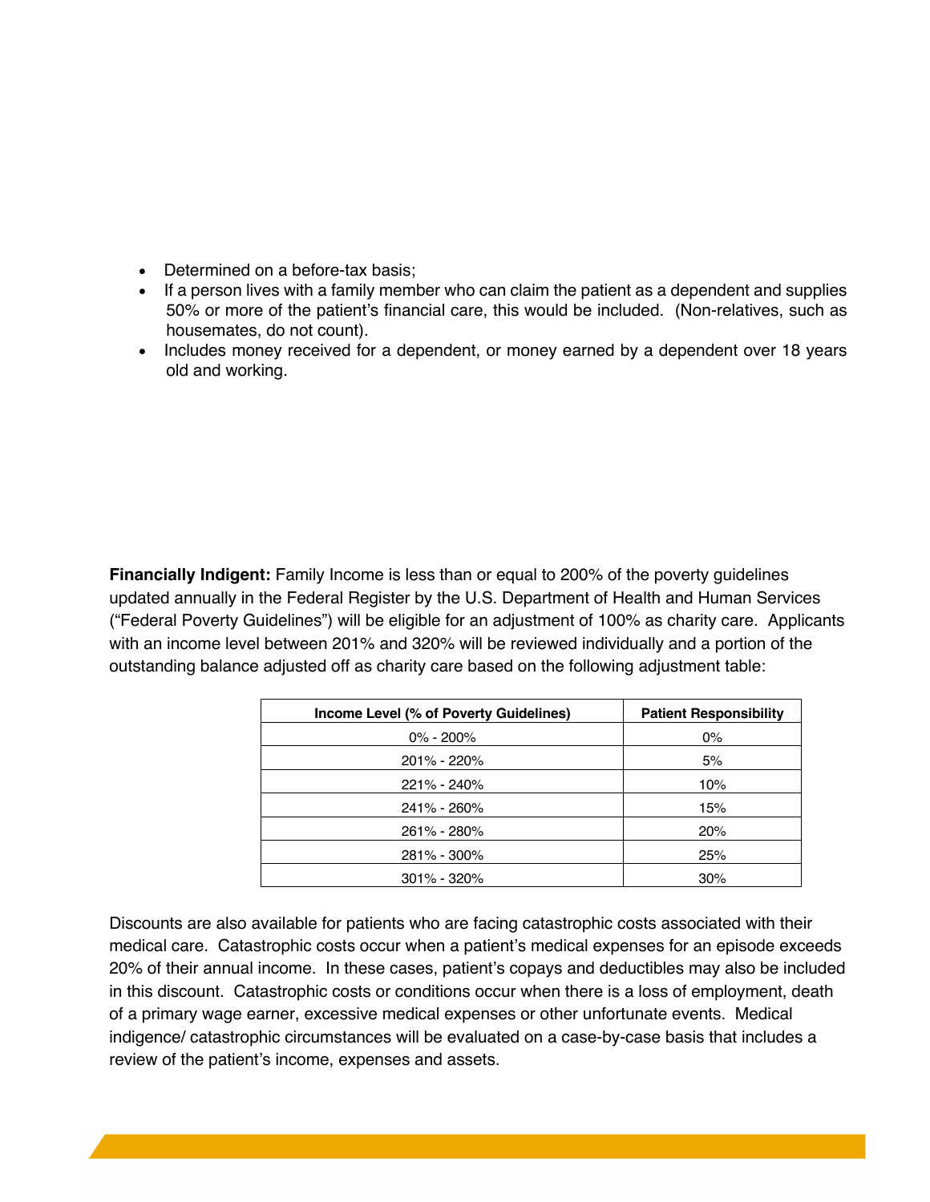- Determined on a before-tax basis;
- If a person lives with a family member who can claim the patient as a dependent and supplies 50% or more of the patient's financial care, this would be included. (Non-relatives, such as housemates, do not count).
- Includes money received for a dependent, or money earned by a dependent over 18 years old and working.

**Financially Indigent:** Family Income is less than or equal to 200% of the poverty guidelines updated annually in the Federal Register by the U.S. Department of Health and Human Services ("Federal Poverty Guidelines") will be eligible for an adjustment of 100% as charity care. Applicants with an income level between 201% and 320% will be reviewed individually and a portion of the outstanding balance adjusted off as charity care based on the following adjustment table:

| Income Level (% of Poverty Guidelines) | Patient Responsibility |
|---|---|
| 0% - 200% | 0% |
| 201% - 220% | 5% |
| 221% - 240% | 10% |
| 241% - 260% | 15% |
| 261% - 280% | 20% |
| 281% - 300% | 25% |
| 301% - 320% | 30% |

Discounts are also available for patients who are facing catastrophic costs associated with their medical care. Catastrophic costs occur when a patient's medical expenses for an episode exceeds 20% of their annual income. In these cases, patient's copays and deductibles may also be included in this discount. Catastrophic costs or conditions occur when there is a loss of employment, death of a primary wage earner, excessive medical expenses or other unfortunate events. Medical indigence/ catastrophic circumstances will be evaluated on a case-by-case basis that includes a review of the patient's income, expenses and assets.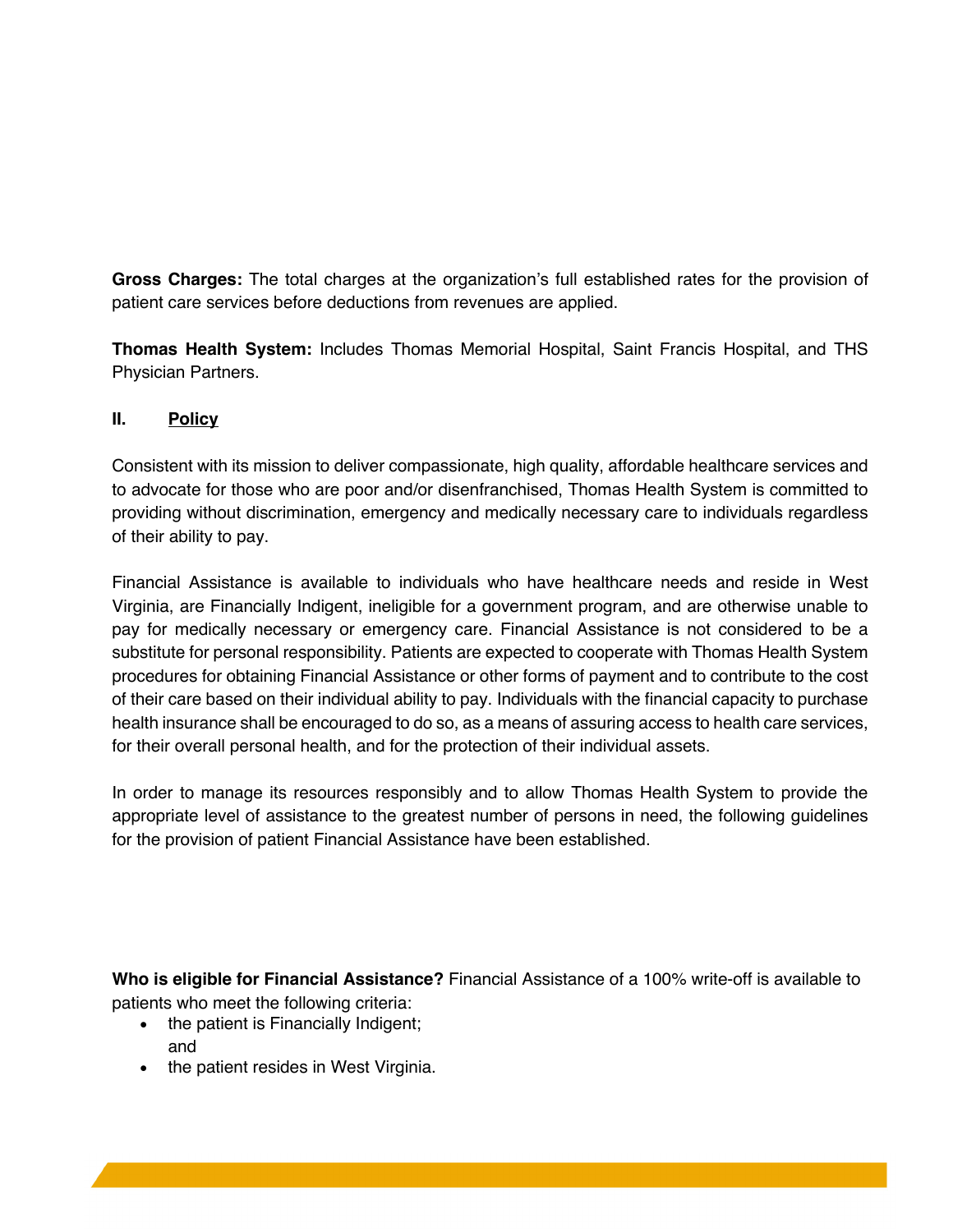**Gross Charges:** The total charges at the organization's full established rates for the provision of patient care services before deductions from revenues are applied.

**Thomas Health System:** Includes Thomas Memorial Hospital, Saint Francis Hospital, and THS Physician Partners.

## II. Policy

Consistent with its mission to deliver compassionate, high quality, affordable healthcare services and to advocate for those who are poor and/or disenfranchised, Thomas Health System is committed to providing without discrimination, emergency and medically necessary care to individuals regardless of their ability to pay.

Financial Assistance is available to individuals who have healthcare needs and reside in West Virginia, are Financially Indigent, ineligible for a government program, and are otherwise unable to pay for medically necessary or emergency care. Financial Assistance is not considered to be a substitute for personal responsibility. Patients are expected to cooperate with Thomas Health System procedures for obtaining Financial Assistance or other forms of payment and to contribute to the cost of their care based on their individual ability to pay. Individuals with the financial capacity to purchase health insurance shall be encouraged to do so, as a means of assuring access to health care services, for their overall personal health, and for the protection of their individual assets.

In order to manage its resources responsibly and to allow Thomas Health System to provide the appropriate level of assistance to the greatest number of persons in need, the following guidelines for the provision of patient Financial Assistance have been established.

**Who is eligible for Financial Assistance?** Financial Assistance of a 100% write-off is available to patients who meet the following criteria:

- the patient is Financially Indigent;
  and
- the patient resides in West Virginia.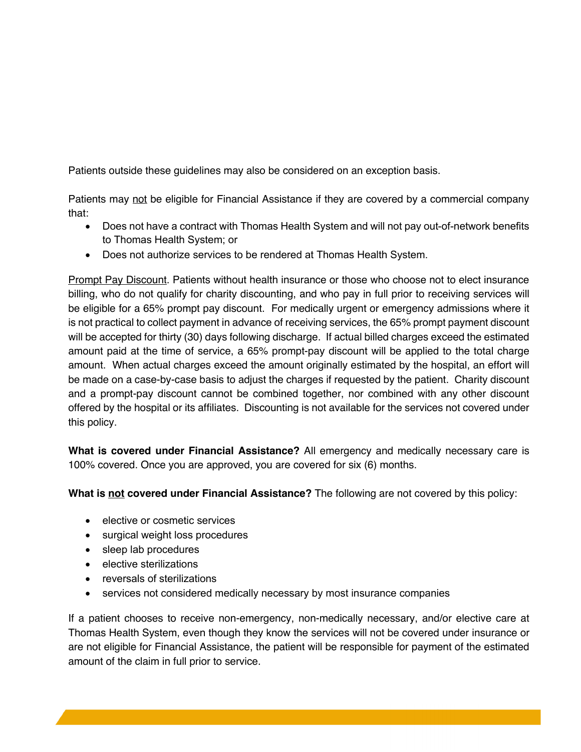Patients outside these guidelines may also be considered on an exception basis.

Patients may <u>not</u> be eligible for Financial Assistance if they are covered by a commercial company that:

- Does not have a contract with Thomas Health System and will not pay out-of-network benefits to Thomas Health System; or
- Does not authorize services to be rendered at Thomas Health System.

<u>Prompt Pay Discount</u>. Patients without health insurance or those who choose not to elect insurance billing, who do not qualify for charity discounting, and who pay in full prior to receiving services will be eligible for a 65% prompt pay discount. For medically urgent or emergency admissions where it is not practical to collect payment in advance of receiving services, the 65% prompt payment discount will be accepted for thirty (30) days following discharge. If actual billed charges exceed the estimated amount paid at the time of service, a 65% prompt-pay discount will be applied to the total charge amount. When actual charges exceed the amount originally estimated by the hospital, an effort will be made on a case-by-case basis to adjust the charges if requested by the patient. Charity discount and a prompt-pay discount cannot be combined together, nor combined with any other discount offered by the hospital or its affiliates. Discounting is not available for the services not covered under this policy.

**What is covered under Financial Assistance?** All emergency and medically necessary care is 100% covered. Once you are approved, you are covered for six (6) months.

**What is <u>not</u> covered under Financial Assistance?** The following are not covered by this policy:

- elective or cosmetic services
- surgical weight loss procedures
- sleep lab procedures
- elective sterilizations
- reversals of sterilizations
- services not considered medically necessary by most insurance companies

If a patient chooses to receive non-emergency, non-medically necessary, and/or elective care at Thomas Health System, even though they know the services will not be covered under insurance or are not eligible for Financial Assistance, the patient will be responsible for payment of the estimated amount of the claim in full prior to service.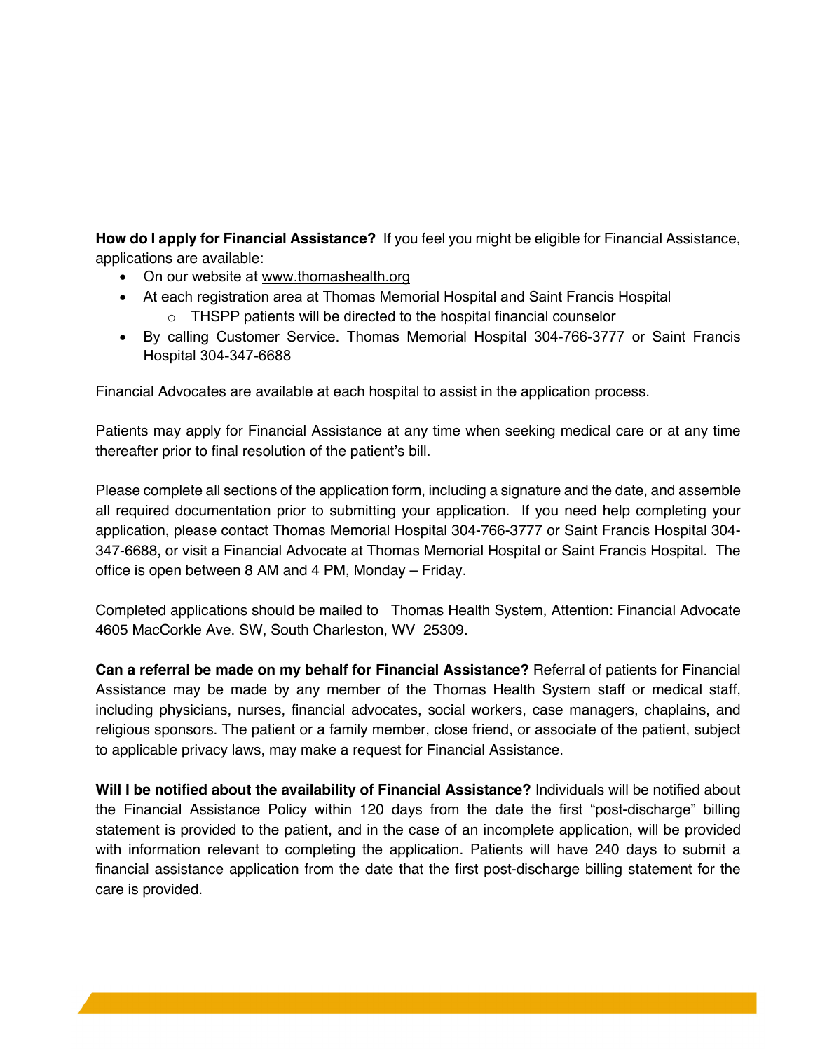**How do I apply for Financial Assistance?** If you feel you might be eligible for Financial Assistance, applications are available:

- On our website at www.thomashealth.org
- At each registration area at Thomas Memorial Hospital and Saint Francis Hospital
  - THSPP patients will be directed to the hospital financial counselor
- By calling Customer Service. Thomas Memorial Hospital 304-766-3777 or Saint Francis Hospital 304-347-6688

Financial Advocates are available at each hospital to assist in the application process.

Patients may apply for Financial Assistance at any time when seeking medical care or at any time thereafter prior to final resolution of the patient's bill.

Please complete all sections of the application form, including a signature and the date, and assemble all required documentation prior to submitting your application. If you need help completing your application, please contact Thomas Memorial Hospital 304-766-3777 or Saint Francis Hospital 304-347-6688, or visit a Financial Advocate at Thomas Memorial Hospital or Saint Francis Hospital. The office is open between 8 AM and 4 PM, Monday – Friday.

Completed applications should be mailed to Thomas Health System, Attention: Financial Advocate 4605 MacCorkle Ave. SW, South Charleston, WV 25309.

**Can a referral be made on my behalf for Financial Assistance?** Referral of patients for Financial Assistance may be made by any member of the Thomas Health System staff or medical staff, including physicians, nurses, financial advocates, social workers, case managers, chaplains, and religious sponsors. The patient or a family member, close friend, or associate of the patient, subject to applicable privacy laws, may make a request for Financial Assistance.

**Will I be notified about the availability of Financial Assistance?** Individuals will be notified about the Financial Assistance Policy within 120 days from the date the first "post-discharge" billing statement is provided to the patient, and in the case of an incomplete application, will be provided with information relevant to completing the application. Patients will have 240 days to submit a financial assistance application from the date that the first post-discharge billing statement for the care is provided.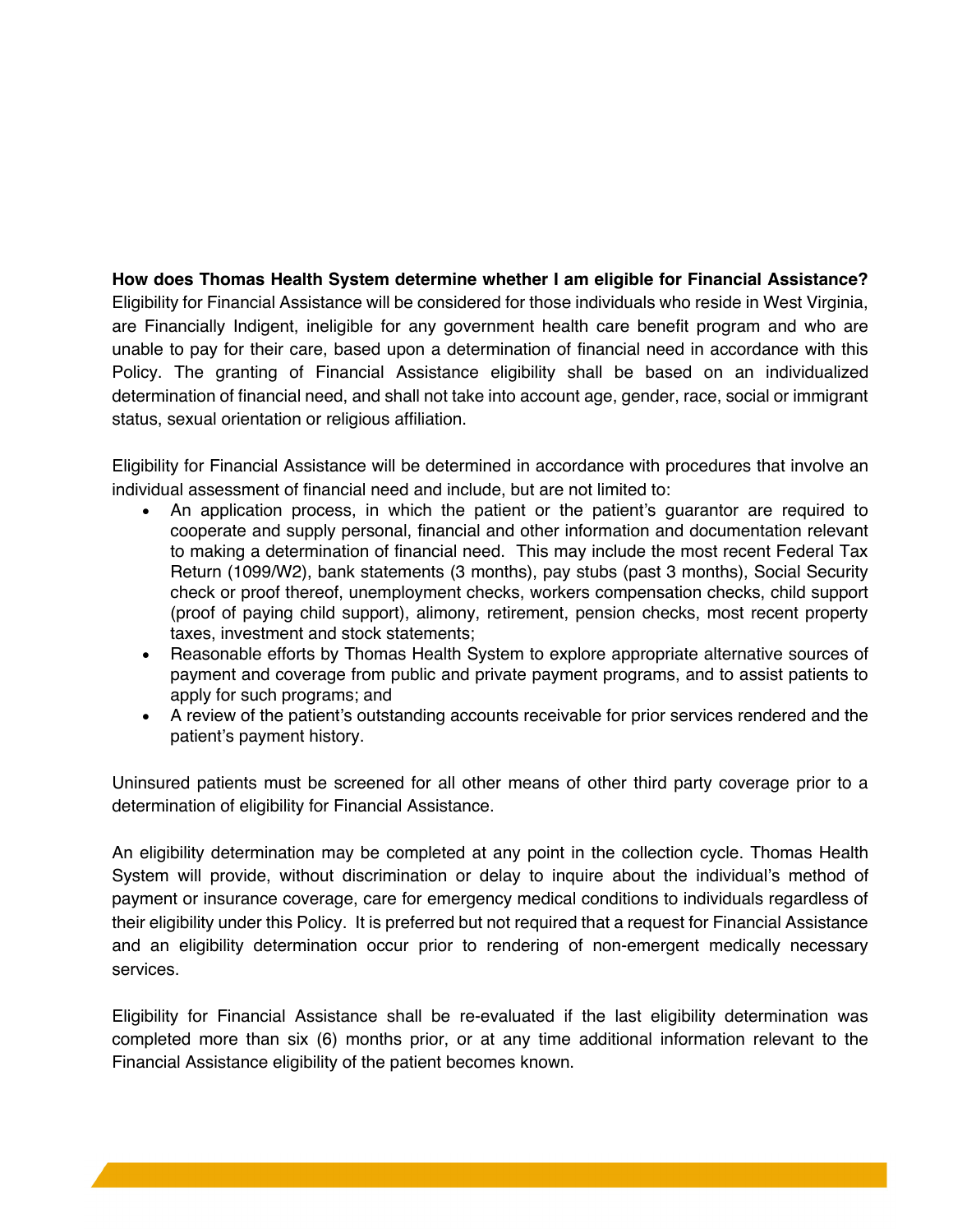**How does Thomas Health System determine whether I am eligible for Financial Assistance?**
Eligibility for Financial Assistance will be considered for those individuals who reside in West Virginia, are Financially Indigent, ineligible for any government health care benefit program and who are unable to pay for their care, based upon a determination of financial need in accordance with this Policy. The granting of Financial Assistance eligibility shall be based on an individualized determination of financial need, and shall not take into account age, gender, race, social or immigrant status, sexual orientation or religious affiliation.

Eligibility for Financial Assistance will be determined in accordance with procedures that involve an individual assessment of financial need and include, but are not limited to:

- An application process, in which the patient or the patient's guarantor are required to cooperate and supply personal, financial and other information and documentation relevant to making a determination of financial need. This may include the most recent Federal Tax Return (1099/W2), bank statements (3 months), pay stubs (past 3 months), Social Security check or proof thereof, unemployment checks, workers compensation checks, child support (proof of paying child support), alimony, retirement, pension checks, most recent property taxes, investment and stock statements;
- Reasonable efforts by Thomas Health System to explore appropriate alternative sources of payment and coverage from public and private payment programs, and to assist patients to apply for such programs; and
- A review of the patient's outstanding accounts receivable for prior services rendered and the patient's payment history.

Uninsured patients must be screened for all other means of other third party coverage prior to a determination of eligibility for Financial Assistance.

An eligibility determination may be completed at any point in the collection cycle. Thomas Health System will provide, without discrimination or delay to inquire about the individual's method of payment or insurance coverage, care for emergency medical conditions to individuals regardless of their eligibility under this Policy. It is preferred but not required that a request for Financial Assistance and an eligibility determination occur prior to rendering of non-emergent medically necessary services.

Eligibility for Financial Assistance shall be re-evaluated if the last eligibility determination was completed more than six (6) months prior, or at any time additional information relevant to the Financial Assistance eligibility of the patient becomes known.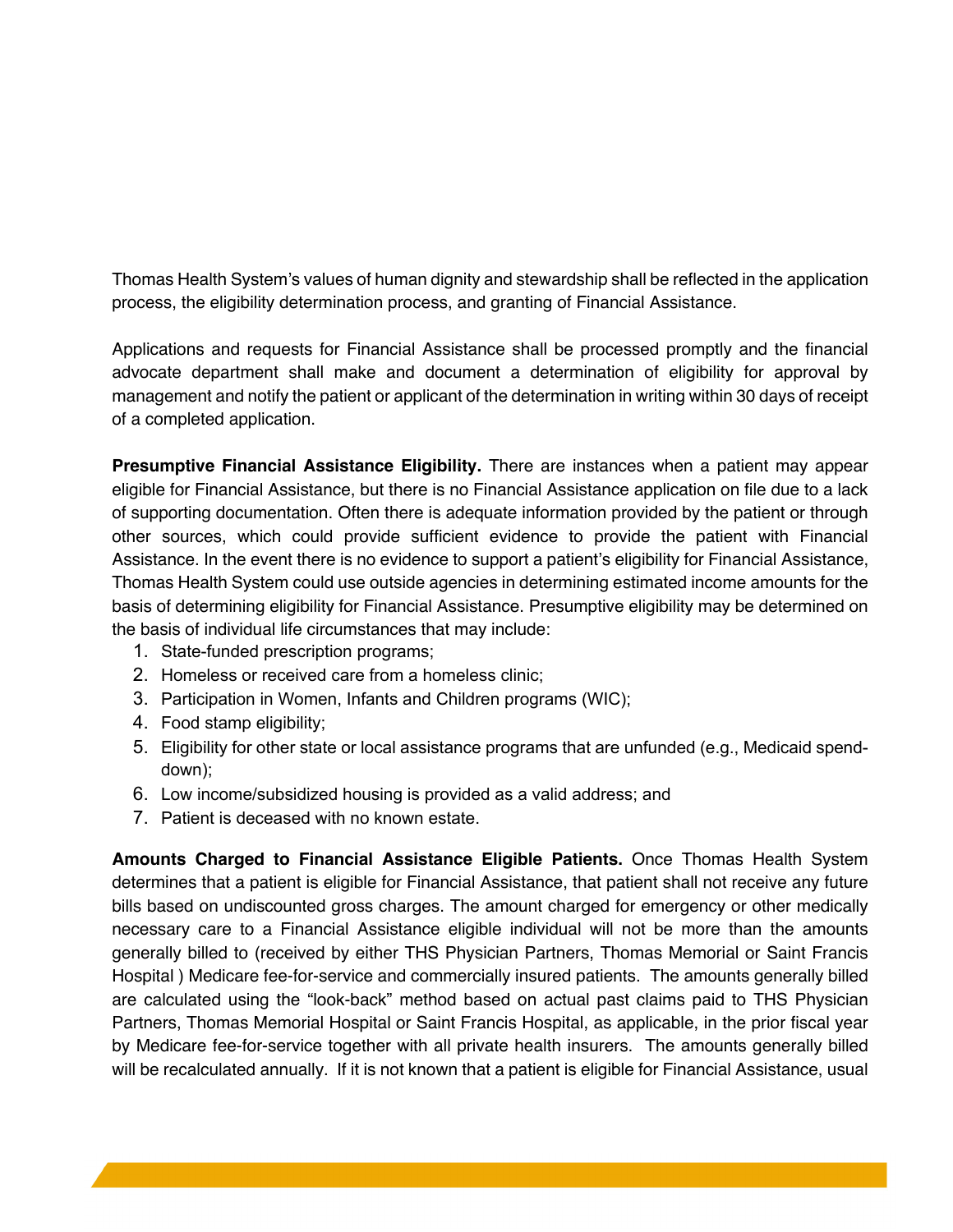Thomas Health System's values of human dignity and stewardship shall be reflected in the application process, the eligibility determination process, and granting of Financial Assistance.

Applications and requests for Financial Assistance shall be processed promptly and the financial advocate department shall make and document a determination of eligibility for approval by management and notify the patient or applicant of the determination in writing within 30 days of receipt of a completed application.

**Presumptive Financial Assistance Eligibility.** There are instances when a patient may appear eligible for Financial Assistance, but there is no Financial Assistance application on file due to a lack of supporting documentation. Often there is adequate information provided by the patient or through other sources, which could provide sufficient evidence to provide the patient with Financial Assistance. In the event there is no evidence to support a patient's eligibility for Financial Assistance, Thomas Health System could use outside agencies in determining estimated income amounts for the basis of determining eligibility for Financial Assistance. Presumptive eligibility may be determined on the basis of individual life circumstances that may include:

1. State-funded prescription programs;
2. Homeless or received care from a homeless clinic;
3. Participation in Women, Infants and Children programs (WIC);
4. Food stamp eligibility;
5. Eligibility for other state or local assistance programs that are unfunded (e.g., Medicaid spend-down);
6. Low income/subsidized housing is provided as a valid address; and
7. Patient is deceased with no known estate.

**Amounts Charged to Financial Assistance Eligible Patients.** Once Thomas Health System determines that a patient is eligible for Financial Assistance, that patient shall not receive any future bills based on undiscounted gross charges. The amount charged for emergency or other medically necessary care to a Financial Assistance eligible individual will not be more than the amounts generally billed to (received by either THS Physician Partners, Thomas Memorial or Saint Francis Hospital ) Medicare fee-for-service and commercially insured patients. The amounts generally billed are calculated using the "look-back" method based on actual past claims paid to THS Physician Partners, Thomas Memorial Hospital or Saint Francis Hospital, as applicable, in the prior fiscal year by Medicare fee-for-service together with all private health insurers. The amounts generally billed will be recalculated annually. If it is not known that a patient is eligible for Financial Assistance, usual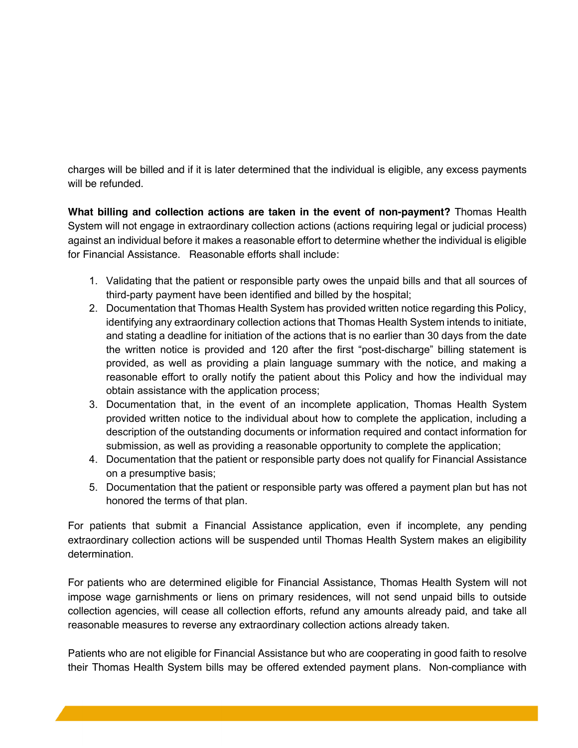charges will be billed and if it is later determined that the individual is eligible, any excess payments will be refunded.

**What billing and collection actions are taken in the event of non-payment?** Thomas Health System will not engage in extraordinary collection actions (actions requiring legal or judicial process) against an individual before it makes a reasonable effort to determine whether the individual is eligible for Financial Assistance. Reasonable efforts shall include:

1. Validating that the patient or responsible party owes the unpaid bills and that all sources of third-party payment have been identified and billed by the hospital;
2. Documentation that Thomas Health System has provided written notice regarding this Policy, identifying any extraordinary collection actions that Thomas Health System intends to initiate, and stating a deadline for initiation of the actions that is no earlier than 30 days from the date the written notice is provided and 120 after the first "post-discharge" billing statement is provided, as well as providing a plain language summary with the notice, and making a reasonable effort to orally notify the patient about this Policy and how the individual may obtain assistance with the application process;
3. Documentation that, in the event of an incomplete application, Thomas Health System provided written notice to the individual about how to complete the application, including a description of the outstanding documents or information required and contact information for submission, as well as providing a reasonable opportunity to complete the application;
4. Documentation that the patient or responsible party does not qualify for Financial Assistance on a presumptive basis;
5. Documentation that the patient or responsible party was offered a payment plan but has not honored the terms of that plan.

For patients that submit a Financial Assistance application, even if incomplete, any pending extraordinary collection actions will be suspended until Thomas Health System makes an eligibility determination.

For patients who are determined eligible for Financial Assistance, Thomas Health System will not impose wage garnishments or liens on primary residences, will not send unpaid bills to outside collection agencies, will cease all collection efforts, refund any amounts already paid, and take all reasonable measures to reverse any extraordinary collection actions already taken.

Patients who are not eligible for Financial Assistance but who are cooperating in good faith to resolve their Thomas Health System bills may be offered extended payment plans. Non-compliance with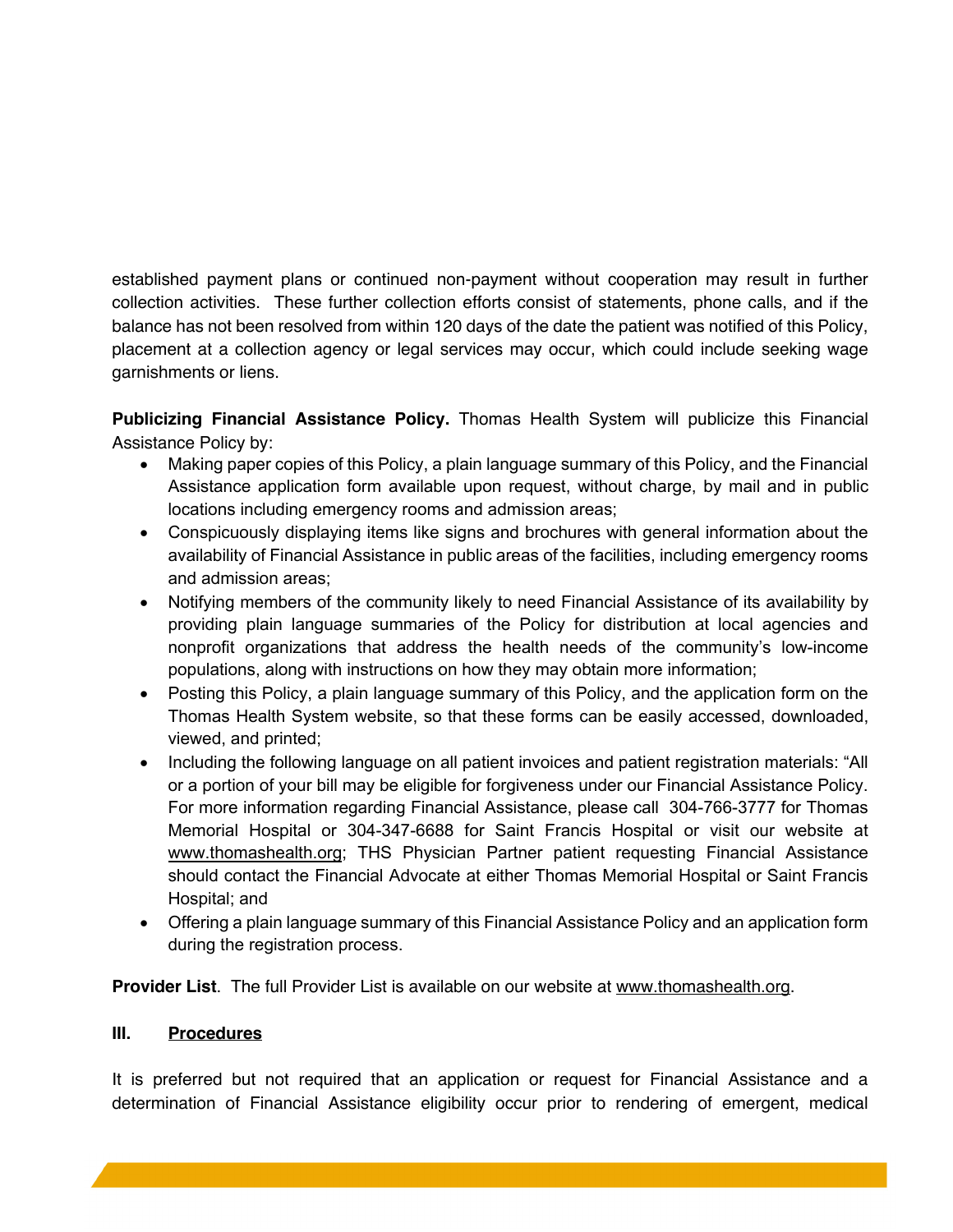established payment plans or continued non-payment without cooperation may result in further collection activities. These further collection efforts consist of statements, phone calls, and if the balance has not been resolved from within 120 days of the date the patient was notified of this Policy, placement at a collection agency or legal services may occur, which could include seeking wage garnishments or liens.

**Publicizing Financial Assistance Policy.** Thomas Health System will publicize this Financial Assistance Policy by:

- Making paper copies of this Policy, a plain language summary of this Policy, and the Financial Assistance application form available upon request, without charge, by mail and in public locations including emergency rooms and admission areas;
- Conspicuously displaying items like signs and brochures with general information about the availability of Financial Assistance in public areas of the facilities, including emergency rooms and admission areas;
- Notifying members of the community likely to need Financial Assistance of its availability by providing plain language summaries of the Policy for distribution at local agencies and nonprofit organizations that address the health needs of the community's low-income populations, along with instructions on how they may obtain more information;
- Posting this Policy, a plain language summary of this Policy, and the application form on the Thomas Health System website, so that these forms can be easily accessed, downloaded, viewed, and printed;
- Including the following language on all patient invoices and patient registration materials: "All or a portion of your bill may be eligible for forgiveness under our Financial Assistance Policy. For more information regarding Financial Assistance, please call 304-766-3777 for Thomas Memorial Hospital or 304-347-6688 for Saint Francis Hospital or visit our website at www.thomashealth.org; THS Physician Partner patient requesting Financial Assistance should contact the Financial Advocate at either Thomas Memorial Hospital or Saint Francis Hospital; and
- Offering a plain language summary of this Financial Assistance Policy and an application form during the registration process.

**Provider List**. The full Provider List is available on our website at www.thomashealth.org.

## III. Procedures

It is preferred but not required that an application or request for Financial Assistance and a determination of Financial Assistance eligibility occur prior to rendering of emergent, medical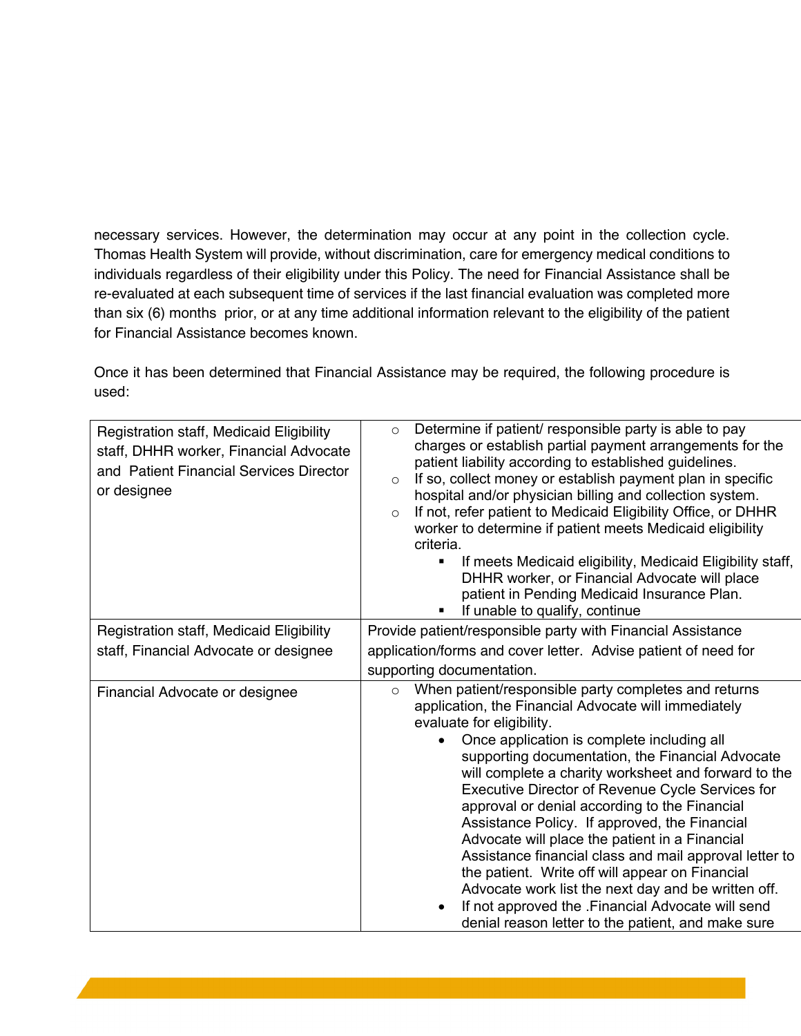necessary services. However, the determination may occur at any point in the collection cycle. Thomas Health System will provide, without discrimination, care for emergency medical conditions to individuals regardless of their eligibility under this Policy. The need for Financial Assistance shall be re-evaluated at each subsequent time of services if the last financial evaluation was completed more than six (6) months prior, or at any time additional information relevant to the eligibility of the patient for Financial Assistance becomes known.

Once it has been determined that Financial Assistance may be required, the following procedure is used:

| | |
|---|---|
| Registration staff, Medicaid Eligibility staff, DHHR worker, Financial Advocate and Patient Financial Services Director or designee | ○ Determine if patient/ responsible party is able to pay charges or establish partial payment arrangements for the patient liability according to established guidelines.<br>○ If so, collect money or establish payment plan in specific hospital and/or physician billing and collection system.<br>○ If not, refer patient to Medicaid Eligibility Office, or DHHR worker to determine if patient meets Medicaid eligibility criteria.<br>▪ If meets Medicaid eligibility, Medicaid Eligibility staff, DHHR worker, or Financial Advocate will place patient in Pending Medicaid Insurance Plan.<br>▪ If unable to qualify, continue |
| Registration staff, Medicaid Eligibility staff, Financial Advocate or designee | Provide patient/responsible party with Financial Assistance application/forms and cover letter. Advise patient of need for supporting documentation. |
| Financial Advocate or designee | ○ When patient/responsible party completes and returns application, the Financial Advocate will immediately evaluate for eligibility.<br>• Once application is complete including all supporting documentation, the Financial Advocate will complete a charity worksheet and forward to the Executive Director of Revenue Cycle Services for approval or denial according to the Financial Assistance Policy. If approved, the Financial Advocate will place the patient in a Financial Assistance financial class and mail approval letter to the patient. Write off will appear on Financial Advocate work list the next day and be written off.<br>• If not approved the .Financial Advocate will send denial reason letter to the patient, and make sure |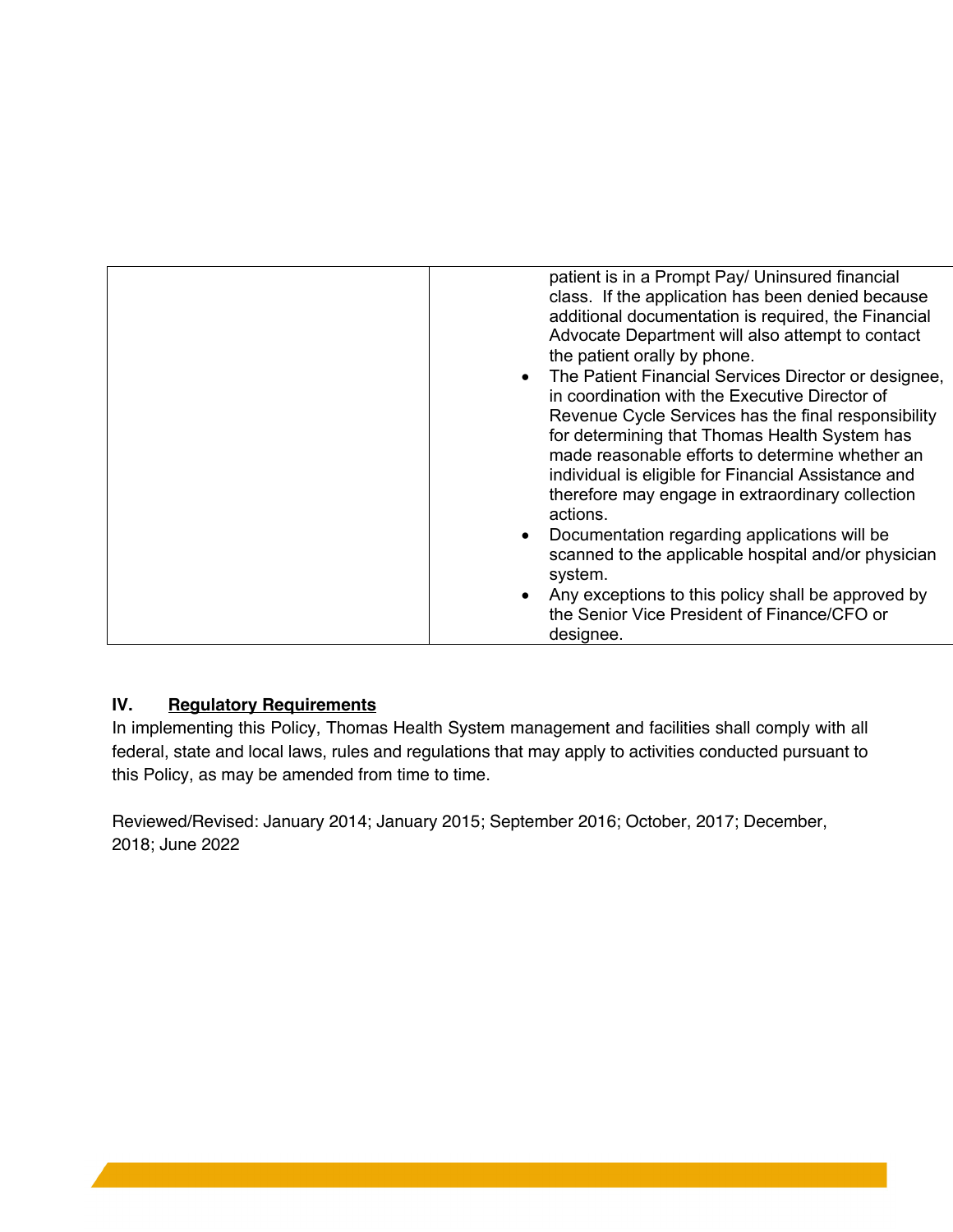| | |
|---|---|
| | patient is in a Prompt Pay/ Uninsured financial class. If the application has been denied because additional documentation is required, the Financial Advocate Department will also attempt to contact the patient orally by phone.<br>• The Patient Financial Services Director or designee, in coordination with the Executive Director of Revenue Cycle Services has the final responsibility for determining that Thomas Health System has made reasonable efforts to determine whether an individual is eligible for Financial Assistance and therefore may engage in extraordinary collection actions.<br>• Documentation regarding applications will be scanned to the applicable hospital and/or physician system.<br>• Any exceptions to this policy shall be approved by the Senior Vice President of Finance/CFO or designee. |

**IV. <u>Regulatory Requirements</u>**

In implementing this Policy, Thomas Health System management and facilities shall comply with all federal, state and local laws, rules and regulations that may apply to activities conducted pursuant to this Policy, as may be amended from time to time.

Reviewed/Revised: January 2014; January 2015; September 2016; October, 2017; December, 2018; June 2022